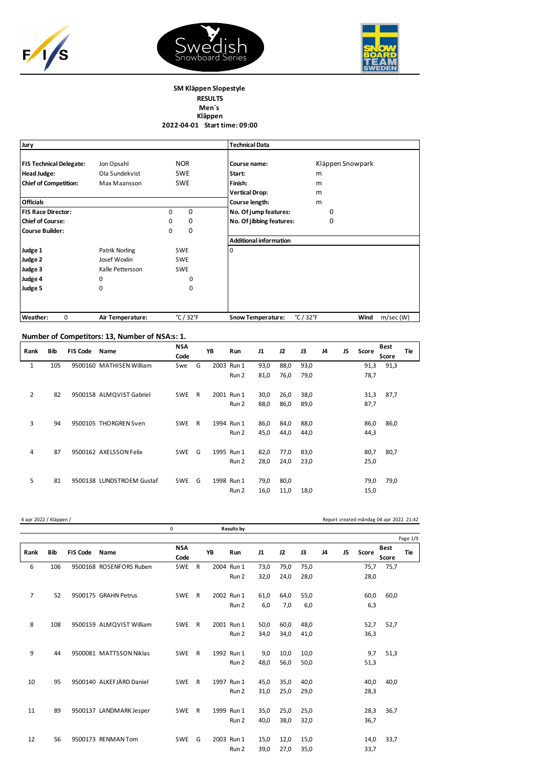**SM Kläppen Slopestyle**
**RESULTS**
**Men´s**
**Kläppen**
**2022-04-01 Start time: 09:00**

| **Jury** | | | |
|---|---|---|---|
| **FIS Technical Delegate:** | Jon Opsahl | NOR | |
| **Head Judge:** | Ola Sundekvist | SWE | |
| **Chief of Competition:** | Max Maansson | SWE | |
| **Officials** | | | |
| **FIS Race Director:** | | 0 | 0 |
| **Chief of Course:** | | 0 | 0 |
| **Course Builder:** | | 0 | 0 |
| **Judge 1** | Patrik Norling | SWE | |
| **Judge 2** | Josef Woxlin | SWE | |
| **Judge 3** | Kalle Pettersson | SWE | |
| **Judge 4** | 0 | 0 | |
| **Judge 5** | 0 | 0 | |

| **Technical Data** | | |
|---|---|---|
| **Course name:** | Kläppen Snowpark | |
| **Start:** | m | |
| **Finish:** | m | |
| **Vertical Drop:** | m | |
| **Course length:** | m | |
| **No. Of jump features:** | | 0 |
| **No. Of jibbing features:** | | 0 |
| **Additional information** | | |
| 0 | | |

**Weather:** 0 **Air Temperature:** °C / 32°F **Snow Temperature:** °C / 32°F **Wind** m/sec (W)

**Number of Competitors: 13, Number of NSA:s: 1.**

| Rank | Bib | FIS Code | Name | NSA Code | | YB | Run | J1 | J2 | J3 | J4 | J5 | Score | Best Score | Tie |
|---|---|---|---|---|---|---|---|---|---|---|---|---|---|---|---|
| 1 | 105 | 9500160 | MATHISEN William | Swe | G | 2003 | Run 1 | 93,0 | 88,0 | 93,0 | | | 91,3 | 91,3 | |
| | | | | | | | Run 2 | 81,0 | 76,0 | 79,0 | | | 78,7 | | |
| 2 | 82 | 9500158 | ALMQVIST Gabriel | SWE | R | 2001 | Run 1 | 30,0 | 26,0 | 38,0 | | | 31,3 | 87,7 | |
| | | | | | | | Run 2 | 88,0 | 86,0 | 89,0 | | | 87,7 | | |
| 3 | 94 | 9500105 | THORGREN Sven | SWE | R | 1994 | Run 1 | 86,0 | 84,0 | 88,0 | | | 86,0 | 86,0 | |
| | | | | | | | Run 2 | 45,0 | 44,0 | 44,0 | | | 44,3 | | |
| 4 | 87 | 9500162 | AXELSSON Felix | SWE | G | 1995 | Run 1 | 82,0 | 77,0 | 83,0 | | | 80,7 | 80,7 | |
| | | | | | | | Run 2 | 28,0 | 24,0 | 23,0 | | | 25,0 | | |
| 5 | 81 | 9500138 | LUNDSTROEM Gustaf | SWE | G | 1998 | Run 1 | 79,0 | 80,0 | | | | 79,0 | 79,0 | |
| | | | | | | | Run 2 | 16,0 | 11,0 | 18,0 | | | 15,0 | | |
| 6 | 106 | 9500168 | ROSENFORS Ruben | SWE | R | 2004 | Run 1 | 73,0 | 79,0 | 75,0 | | | 75,7 | 75,7 | |
| | | | | | | | Run 2 | 32,0 | 24,0 | 28,0 | | | 28,0 | | |
| 7 | 52 | 9500175 | GRAHN Petrus | SWE | R | 2002 | Run 1 | 61,0 | 64,0 | 55,0 | | | 60,0 | 60,0 | |
| | | | | | | | Run 2 | 6,0 | 7,0 | 6,0 | | | 6,3 | | |
| 8 | 108 | 9500159 | ALMQVIST William | SWE | R | 2001 | Run 1 | 50,0 | 60,0 | 48,0 | | | 52,7 | 52,7 | |
| | | | | | | | Run 2 | 34,0 | 34,0 | 41,0 | | | 36,3 | | |
| 9 | 44 | 9500081 | MATTSSON Niklas | SWE | R | 1992 | Run 1 | 9,0 | 10,0 | 10,0 | | | 9,7 | 51,3 | |
| | | | | | | | Run 2 | 48,0 | 56,0 | 50,0 | | | 51,3 | | |
| 10 | 95 | 9500140 | ALKEFJÄRD Daniel | SWE | R | 1997 | Run 1 | 45,0 | 35,0 | 40,0 | | | 40,0 | 40,0 | |
| | | | | | | | Run 2 | 31,0 | 25,0 | 29,0 | | | 28,3 | | |
| 11 | 89 | 9500137 | LANDMARK Jesper | SWE | R | 1999 | Run 1 | 35,0 | 25,0 | 25,0 | | | 28,3 | 36,7 | |
| | | | | | | | Run 2 | 40,0 | 38,0 | 32,0 | | | 36,7 | | |
| 12 | 56 | 9500173 | RENMAN Tom | SWE | G | 2003 | Run 1 | 15,0 | 12,0 | 15,0 | | | 14,0 | 33,7 | |
| | | | | | | | Run 2 | 39,0 | 27,0 | 35,0 | | | 33,7 | | |

4 apr 2022 / Kläppen / Report created måndag 04 apr 2022 21:42

0 Results by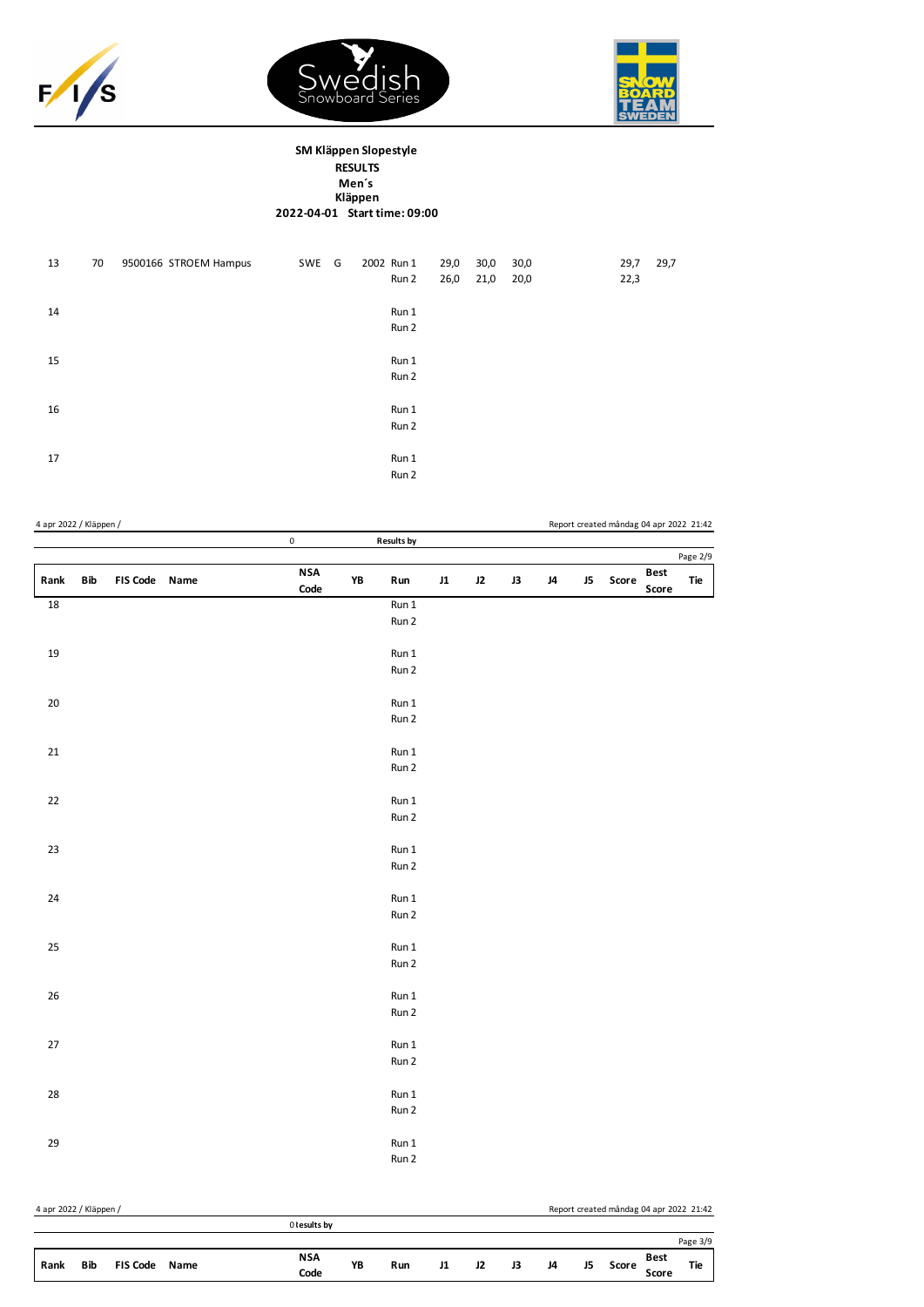**SM Kläppen Slopestyle**
**RESULTS**
**Men´s**
**Kläppen**
**2022-04-01 Start time: 09:00**

| Rank | Bib | FIS Code | Name | NSA Code | YB | Run | J1 | J2 | J3 | J4 | J5 | Score | Best Score | Tie |
|---|---|---|---|---|---|---|---|---|---|---|---|---|---|---|
| 13 | 70 | 9500166 | STROEM Hampus | SWE | G 2002 | Run 1 | 29,0 | 30,0 | 30,0 | | | 29,7 | 29,7 | |
| | | | | | | Run 2 | 26,0 | 21,0 | 20,0 | | | 22,3 | | |
| 14 | | | | | | Run 1 | | | | | | | | |
| | | | | | | Run 2 | | | | | | | | |
| 15 | | | | | | Run 1 | | | | | | | | |
| | | | | | | Run 2 | | | | | | | | |
| 16 | | | | | | Run 1 | | | | | | | | |
| | | | | | | Run 2 | | | | | | | | |
| 17 | | | | | | Run 1 | | | | | | | | |
| | | | | | | Run 2 | | | | | | | | |
| 18 | | | | | | Run 1 | | | | | | | | |
| | | | | | | Run 2 | | | | | | | | |
| 19 | | | | | | Run 1 | | | | | | | | |
| | | | | | | Run 2 | | | | | | | | |
| 20 | | | | | | Run 1 | | | | | | | | |
| | | | | | | Run 2 | | | | | | | | |
| 21 | | | | | | Run 1 | | | | | | | | |
| | | | | | | Run 2 | | | | | | | | |
| 22 | | | | | | Run 1 | | | | | | | | |
| | | | | | | Run 2 | | | | | | | | |
| 23 | | | | | | Run 1 | | | | | | | | |
| | | | | | | Run 2 | | | | | | | | |
| 24 | | | | | | Run 1 | | | | | | | | |
| | | | | | | Run 2 | | | | | | | | |
| 25 | | | | | | Run 1 | | | | | | | | |
| | | | | | | Run 2 | | | | | | | | |
| 26 | | | | | | Run 1 | | | | | | | | |
| | | | | | | Run 2 | | | | | | | | |
| 27 | | | | | | Run 1 | | | | | | | | |
| | | | | | | Run 2 | | | | | | | | |
| 28 | | | | | | Run 1 | | | | | | | | |
| | | | | | | Run 2 | | | | | | | | |
| 29 | | | | | | Run 1 | | | | | | | | |
| | | | | | | Run 2 | | | | | | | | |